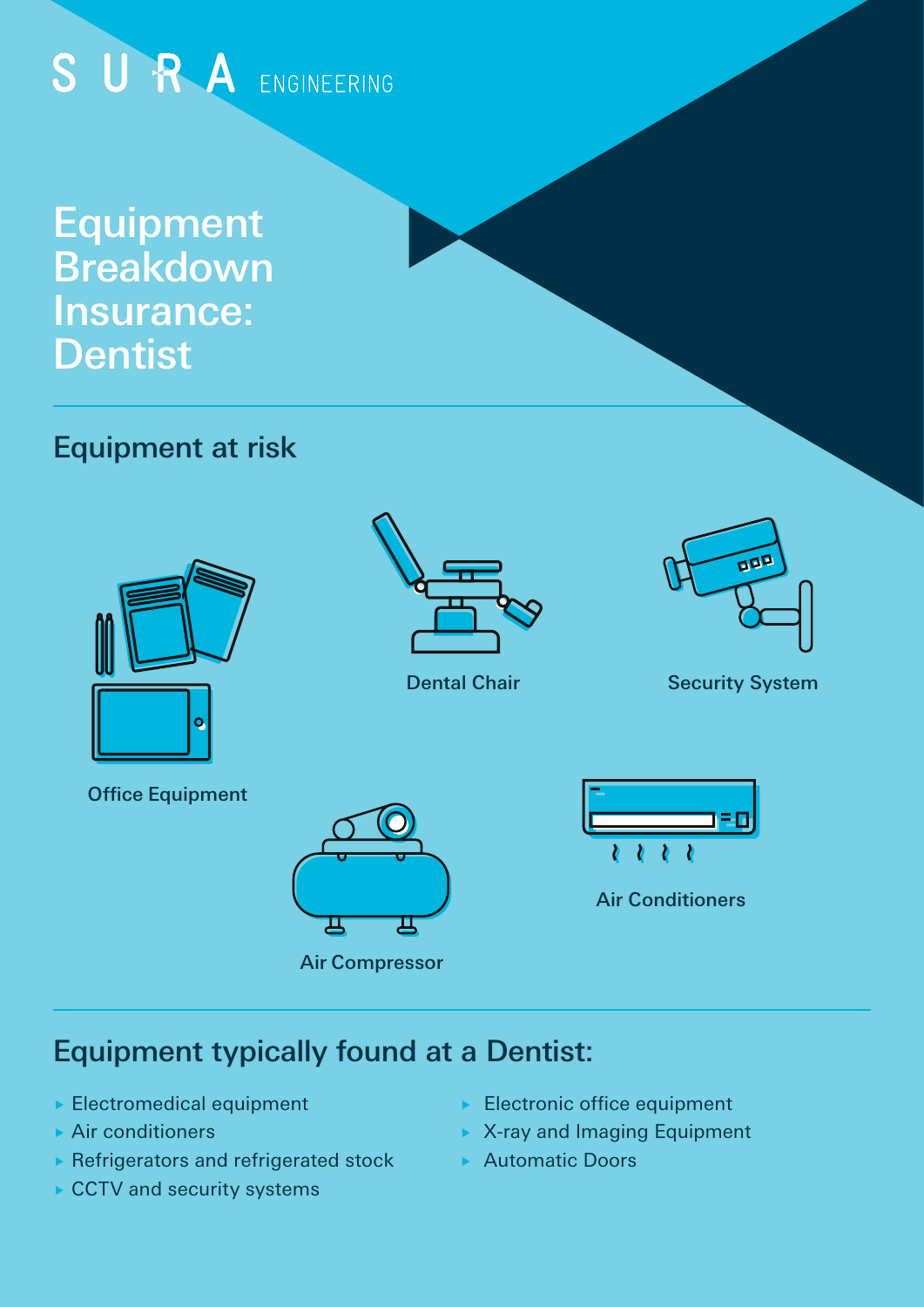SURA ENGINEERING

# Equipment Breakdown Insurance: Dentist

## Equipment at risk

Office Equipment

Dental Chair

Security System

Air Compressor

Air Conditioners

## Equipment typically found at a Dentist:

- Electromedical equipment
- Air conditioners
- Refrigerators and refrigerated stock
- CCTV and security systems
- Electronic office equipment
- X-ray and Imaging Equipment
- Automatic Doors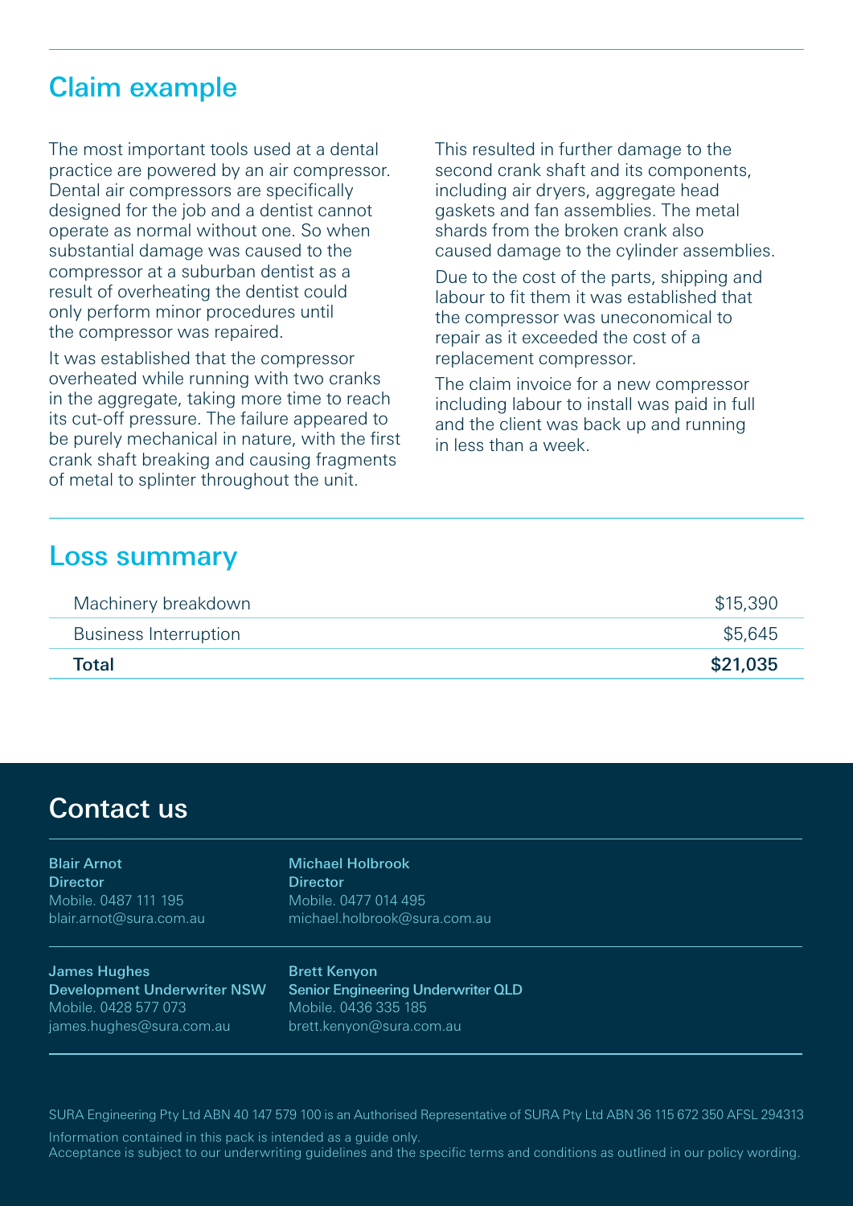## Claim example

The most important tools used at a dental practice are powered by an air compressor. Dental air compressors are specifically designed for the job and a dentist cannot operate as normal without one. So when substantial damage was caused to the compressor at a suburban dentist as a result of overheating the dentist could only perform minor procedures until the compressor was repaired.

It was established that the compressor overheated while running with two cranks in the aggregate, taking more time to reach its cut-off pressure. The failure appeared to be purely mechanical in nature, with the first crank shaft breaking and causing fragments of metal to splinter throughout the unit.

This resulted in further damage to the second crank shaft and its components, including air dryers, aggregate head gaskets and fan assemblies. The metal shards from the broken crank also caused damage to the cylinder assemblies.

Due to the cost of the parts, shipping and labour to fit them it was established that the compressor was uneconomical to repair as it exceeded the cost of a replacement compressor.

The claim invoice for a new compressor including labour to install was paid in full and the client was back up and running in less than a week.

## Loss summary

| | |
|---|---|
| Machinery breakdown | $15,390 |
| Business Interruption | $5,645 |
| **Total** | **$21,035** |

## Contact us

**Blair Arnot**
**Director**
Mobile. 0487 111 195
blair.arnot@sura.com.au

**Michael Holbrook**
**Director**
Mobile. 0477 014 495
michael.holbrook@sura.com.au

**James Hughes**
**Development Underwriter NSW**
Mobile. 0428 577 073
james.hughes@sura.com.au

**Brett Kenyon**
**Senior Engineering Underwriter QLD**
Mobile. 0436 335 185
brett.kenyon@sura.com.au

SURA Engineering Pty Ltd ABN 40 147 579 100 is an Authorised Representative of SURA Pty Ltd ABN 36 115 672 350 AFSL 294313

Information contained in this pack is intended as a guide only.
Acceptance is subject to our underwriting guidelines and the specific terms and conditions as outlined in our policy wording.